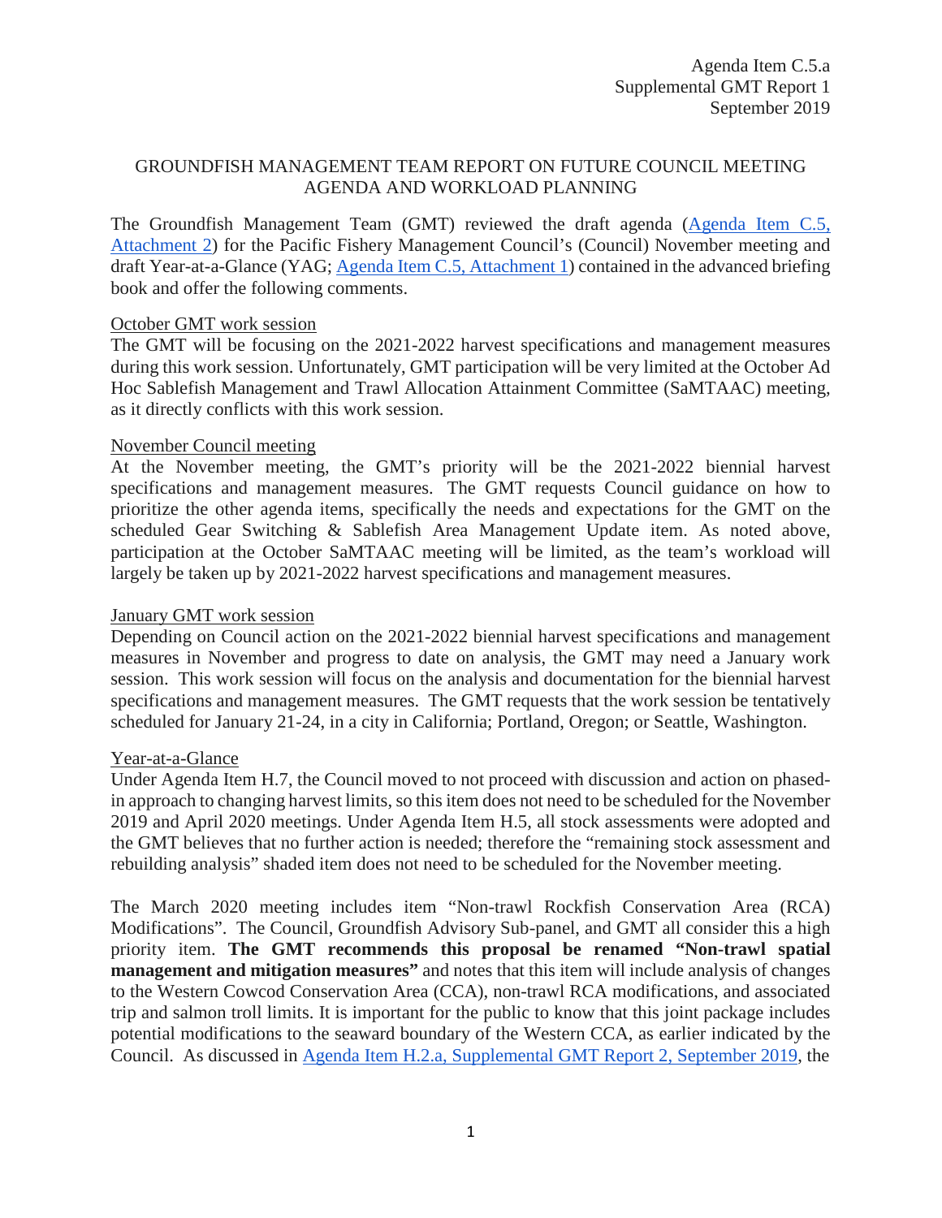Agenda Item C.5.a
Supplemental GMT Report 1
September 2019

# GROUNDFISH MANAGEMENT TEAM REPORT ON FUTURE COUNCIL MEETING AGENDA AND WORKLOAD PLANNING

The Groundfish Management Team (GMT) reviewed the draft agenda (Agenda Item C.5, Attachment 2) for the Pacific Fishery Management Council's (Council) November meeting and draft Year-at-a-Glance (YAG; Agenda Item C.5, Attachment 1) contained in the advanced briefing book and offer the following comments.

## October GMT work session

The GMT will be focusing on the 2021-2022 harvest specifications and management measures during this work session. Unfortunately, GMT participation will be very limited at the October Ad Hoc Sablefish Management and Trawl Allocation Attainment Committee (SaMTAAC) meeting, as it directly conflicts with this work session.

## November Council meeting

At the November meeting, the GMT's priority will be the 2021-2022 biennial harvest specifications and management measures. The GMT requests Council guidance on how to prioritize the other agenda items, specifically the needs and expectations for the GMT on the scheduled Gear Switching & Sablefish Area Management Update item. As noted above, participation at the October SaMTAAC meeting will be limited, as the team's workload will largely be taken up by 2021-2022 harvest specifications and management measures.

## January GMT work session

Depending on Council action on the 2021-2022 biennial harvest specifications and management measures in November and progress to date on analysis, the GMT may need a January work session. This work session will focus on the analysis and documentation for the biennial harvest specifications and management measures. The GMT requests that the work session be tentatively scheduled for January 21-24, in a city in California; Portland, Oregon; or Seattle, Washington.

## Year-at-a-Glance

Under Agenda Item H.7, the Council moved to not proceed with discussion and action on phased-in approach to changing harvest limits, so this item does not need to be scheduled for the November 2019 and April 2020 meetings. Under Agenda Item H.5, all stock assessments were adopted and the GMT believes that no further action is needed; therefore the "remaining stock assessment and rebuilding analysis" shaded item does not need to be scheduled for the November meeting.

The March 2020 meeting includes item "Non-trawl Rockfish Conservation Area (RCA) Modifications". The Council, Groundfish Advisory Sub-panel, and GMT all consider this a high priority item. **The GMT recommends this proposal be renamed "Non-trawl spatial management and mitigation measures"** and notes that this item will include analysis of changes to the Western Cowcod Conservation Area (CCA), non-trawl RCA modifications, and associated trip and salmon troll limits. It is important for the public to know that this joint package includes potential modifications to the seaward boundary of the Western CCA, as earlier indicated by the Council. As discussed in Agenda Item H.2.a, Supplemental GMT Report 2, September 2019, the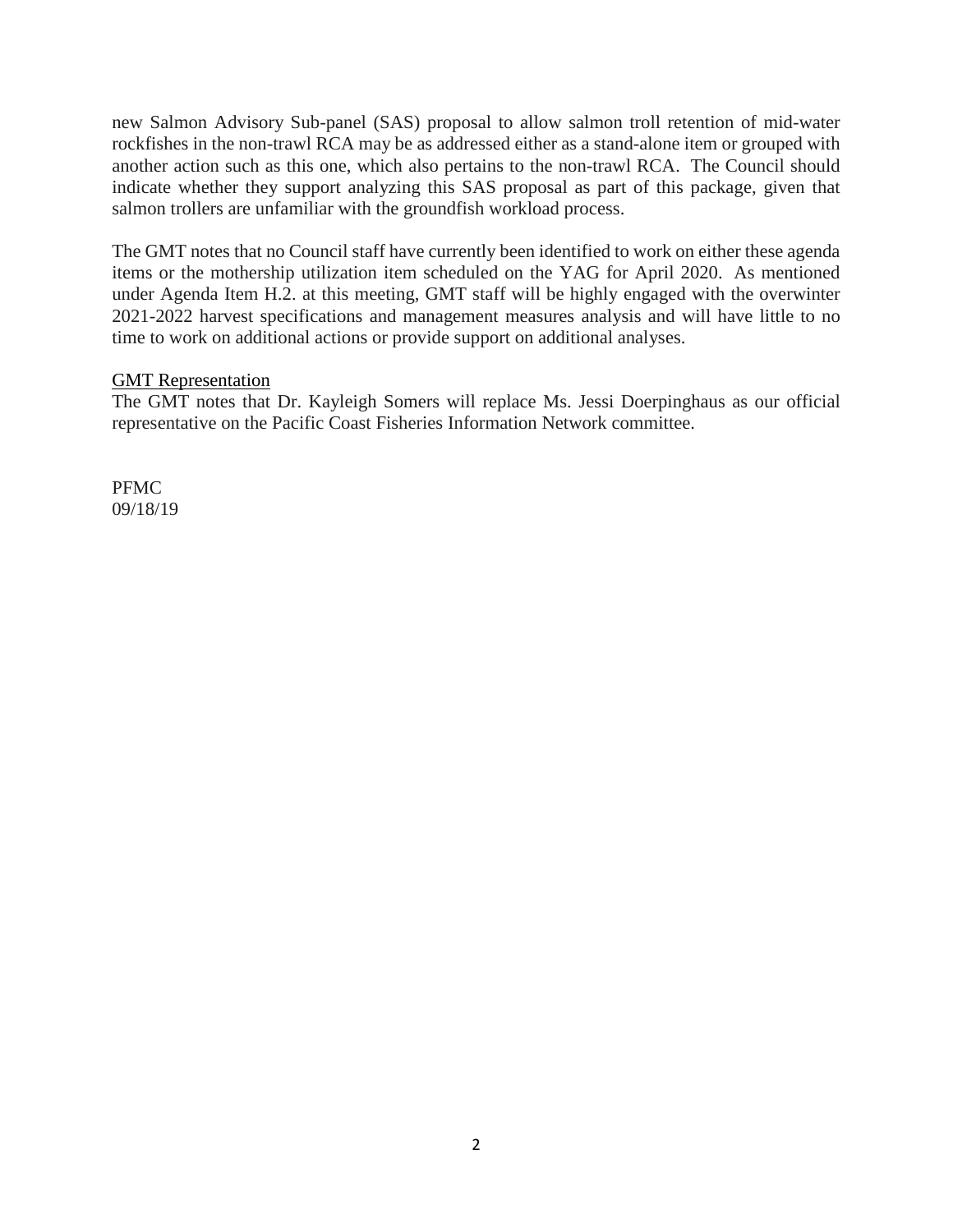new Salmon Advisory Sub-panel (SAS) proposal to allow salmon troll retention of mid-water rockfishes in the non-trawl RCA may be as addressed either as a stand-alone item or grouped with another action such as this one, which also pertains to the non-trawl RCA. The Council should indicate whether they support analyzing this SAS proposal as part of this package, given that salmon trollers are unfamiliar with the groundfish workload process.

The GMT notes that no Council staff have currently been identified to work on either these agenda items or the mothership utilization item scheduled on the YAG for April 2020. As mentioned under Agenda Item H.2. at this meeting, GMT staff will be highly engaged with the overwinter 2021-2022 harvest specifications and management measures analysis and will have little to no time to work on additional actions or provide support on additional analyses.

GMT Representation

The GMT notes that Dr. Kayleigh Somers will replace Ms. Jessi Doerpinghaus as our official representative on the Pacific Coast Fisheries Information Network committee.

PFMC
09/18/19